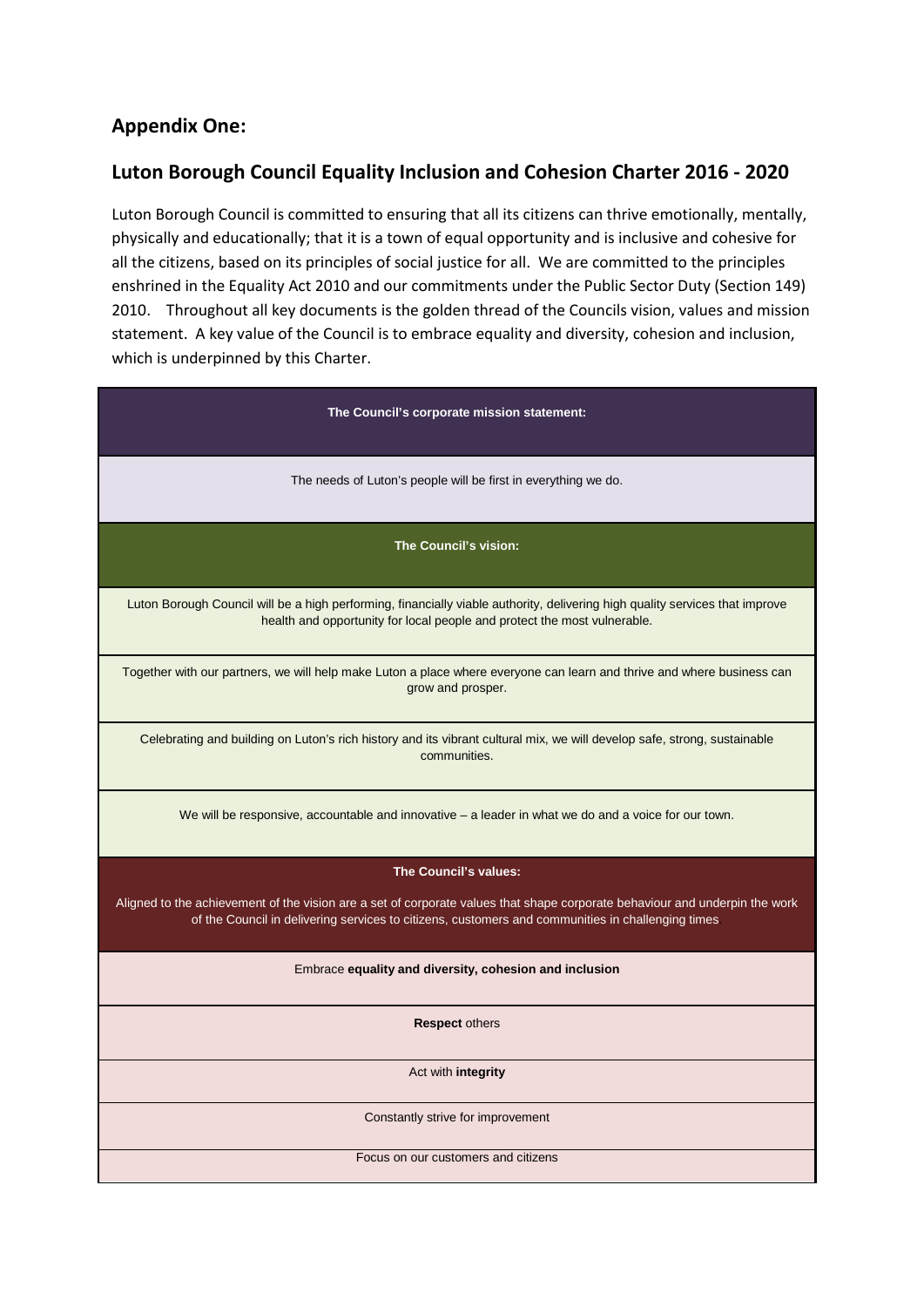## Appendix One:

## Luton Borough Council Equality Inclusion and Cohesion Charter 2016 - 2020

Luton Borough Council is committed to ensuring that all its citizens can thrive emotionally, mentally, physically and educationally; that it is a town of equal opportunity and is inclusive and cohesive for all the citizens, based on its principles of social justice for all. We are committed to the principles enshrined in the Equality Act 2010 and our commitments under the Public Sector Duty (Section 149) 2010. Throughout all key documents is the golden thread of the Councils vision, values and mission statement. A key value of the Council is to embrace equality and diversity, cohesion and inclusion, which is underpinned by this Charter.

| **The Council's corporate mission statement:** |
|---|
| The needs of Luton's people will be first in everything we do. |
| **The Council's vision:** |
| Luton Borough Council will be a high performing, financially viable authority, delivering high quality services that improve health and opportunity for local people and protect the most vulnerable. |
| Together with our partners, we will help make Luton a place where everyone can learn and thrive and where business can grow and prosper. |
| Celebrating and building on Luton's rich history and its vibrant cultural mix, we will develop safe, strong, sustainable communities. |
| We will be responsive, accountable and innovative – a leader in what we do and a voice for our town. |
| **The Council's values:** Aligned to the achievement of the vision are a set of corporate values that shape corporate behaviour and underpin the work of the Council in delivering services to citizens, customers and communities in challenging times. |
| Embrace **equality and diversity, cohesion and inclusion** |
| **Respect** others |
| Act with **integrity** |
| Constantly strive for improvement |
| Focus on our customers and citizens |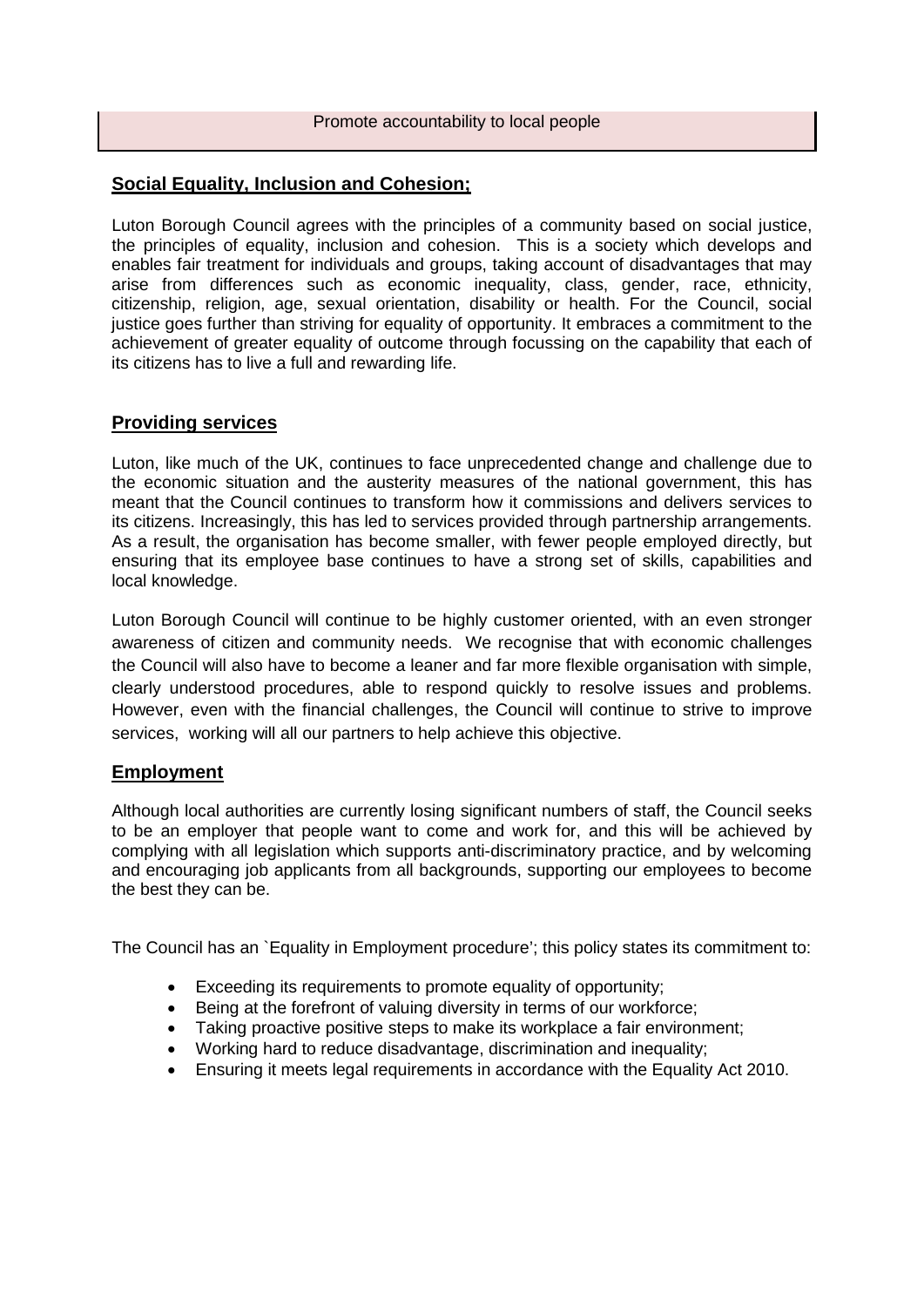Promote accountability to local people

## Social Equality, Inclusion and Cohesion;

Luton Borough Council agrees with the principles of a community based on social justice, the principles of equality, inclusion and cohesion. This is a society which develops and enables fair treatment for individuals and groups, taking account of disadvantages that may arise from differences such as economic inequality, class, gender, race, ethnicity, citizenship, religion, age, sexual orientation, disability or health. For the Council, social justice goes further than striving for equality of opportunity. It embraces a commitment to the achievement of greater equality of outcome through focussing on the capability that each of its citizens has to live a full and rewarding life.

## Providing services

Luton, like much of the UK, continues to face unprecedented change and challenge due to the economic situation and the austerity measures of the national government, this has meant that the Council continues to transform how it commissions and delivers services to its citizens. Increasingly, this has led to services provided through partnership arrangements. As a result, the organisation has become smaller, with fewer people employed directly, but ensuring that its employee base continues to have a strong set of skills, capabilities and local knowledge.

Luton Borough Council will continue to be highly customer oriented, with an even stronger awareness of citizen and community needs. We recognise that with economic challenges the Council will also have to become a leaner and far more flexible organisation with simple, clearly understood procedures, able to respond quickly to resolve issues and problems. However, even with the financial challenges, the Council will continue to strive to improve services, working will all our partners to help achieve this objective.

## Employment

Although local authorities are currently losing significant numbers of staff, the Council seeks to be an employer that people want to come and work for, and this will be achieved by complying with all legislation which supports anti-discriminatory practice, and by welcoming and encouraging job applicants from all backgrounds, supporting our employees to become the best they can be.

The Council has an `Equality in Employment procedure'; this policy states its commitment to:

- Exceeding its requirements to promote equality of opportunity;
- Being at the forefront of valuing diversity in terms of our workforce;
- Taking proactive positive steps to make its workplace a fair environment;
- Working hard to reduce disadvantage, discrimination and inequality;
- Ensuring it meets legal requirements in accordance with the Equality Act 2010.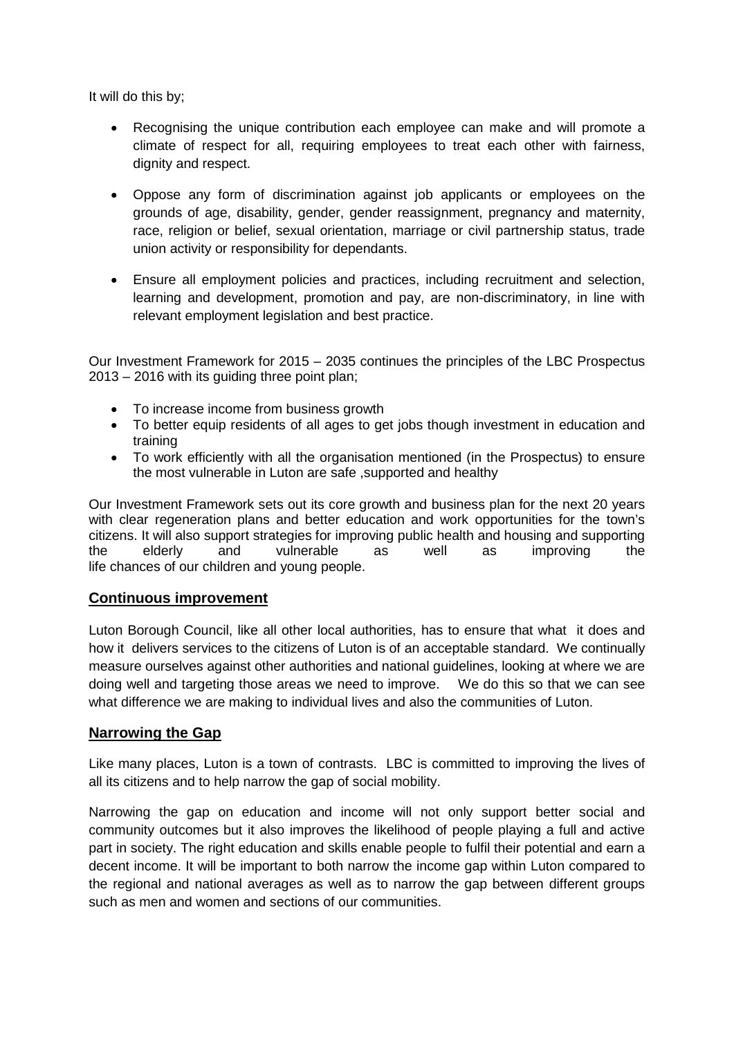It will do this by;

- Recognising the unique contribution each employee can make and will promote a climate of respect for all, requiring employees to treat each other with fairness, dignity and respect.
- Oppose any form of discrimination against job applicants or employees on the grounds of age, disability, gender, gender reassignment, pregnancy and maternity, race, religion or belief, sexual orientation, marriage or civil partnership status, trade union activity or responsibility for dependants.
- Ensure all employment policies and practices, including recruitment and selection, learning and development, promotion and pay, are non-discriminatory, in line with relevant employment legislation and best practice.

Our Investment Framework for 2015 – 2035 continues the principles of the LBC Prospectus 2013 – 2016 with its guiding three point plan;

- To increase income from business growth
- To better equip residents of all ages to get jobs though investment in education and training
- To work efficiently with all the organisation mentioned (in the Prospectus) to ensure the most vulnerable in Luton are safe ,supported and healthy

Our Investment Framework sets out its core growth and business plan for the next 20 years with clear regeneration plans and better education and work opportunities for the town's citizens. It will also support strategies for improving public health and housing and supporting the elderly and vulnerable as well as improving the life chances of our children and young people.

## Continuous improvement

Luton Borough Council, like all other local authorities, has to ensure that what it does and how it delivers services to the citizens of Luton is of an acceptable standard. We continually measure ourselves against other authorities and national guidelines, looking at where we are doing well and targeting those areas we need to improve. We do this so that we can see what difference we are making to individual lives and also the communities of Luton.

## Narrowing the Gap

Like many places, Luton is a town of contrasts. LBC is committed to improving the lives of all its citizens and to help narrow the gap of social mobility.

Narrowing the gap on education and income will not only support better social and community outcomes but it also improves the likelihood of people playing a full and active part in society. The right education and skills enable people to fulfil their potential and earn a decent income. It will be important to both narrow the income gap within Luton compared to the regional and national averages as well as to narrow the gap between different groups such as men and women and sections of our communities.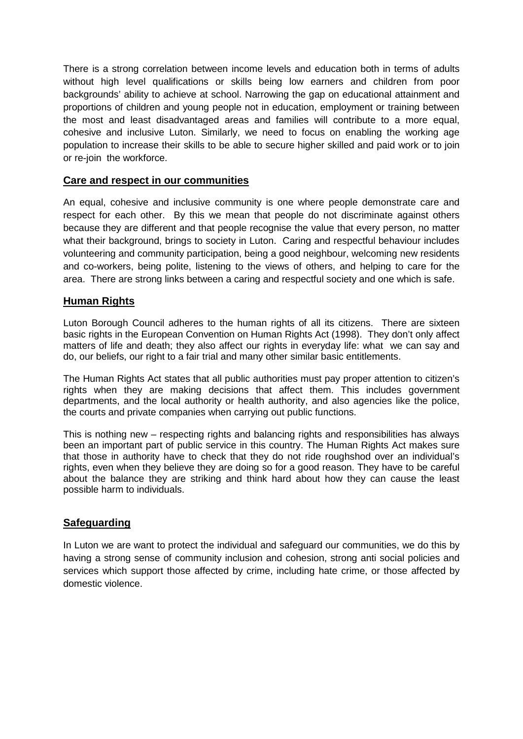There is a strong correlation between income levels and education both in terms of adults without high level qualifications or skills being low earners and children from poor backgrounds' ability to achieve at school. Narrowing the gap on educational attainment and proportions of children and young people not in education, employment or training between the most and least disadvantaged areas and families will contribute to a more equal, cohesive and inclusive Luton. Similarly, we need to focus on enabling the working age population to increase their skills to be able to secure higher skilled and paid work or to join or re-join the workforce.

## Care and respect in our communities

An equal, cohesive and inclusive community is one where people demonstrate care and respect for each other. By this we mean that people do not discriminate against others because they are different and that people recognise the value that every person, no matter what their background, brings to society in Luton. Caring and respectful behaviour includes volunteering and community participation, being a good neighbour, welcoming new residents and co-workers, being polite, listening to the views of others, and helping to care for the area. There are strong links between a caring and respectful society and one which is safe.

## Human Rights

Luton Borough Council adheres to the human rights of all its citizens. There are sixteen basic rights in the European Convention on Human Rights Act (1998). They don't only affect matters of life and death; they also affect our rights in everyday life: what we can say and do, our beliefs, our right to a fair trial and many other similar basic entitlements.

The Human Rights Act states that all public authorities must pay proper attention to citizen's rights when they are making decisions that affect them. This includes government departments, and the local authority or health authority, and also agencies like the police, the courts and private companies when carrying out public functions.

This is nothing new – respecting rights and balancing rights and responsibilities has always been an important part of public service in this country. The Human Rights Act makes sure that those in authority have to check that they do not ride roughshod over an individual's rights, even when they believe they are doing so for a good reason. They have to be careful about the balance they are striking and think hard about how they can cause the least possible harm to individuals.

## Safeguarding

In Luton we are want to protect the individual and safeguard our communities, we do this by having a strong sense of community inclusion and cohesion, strong anti social policies and services which support those affected by crime, including hate crime, or those affected by domestic violence.